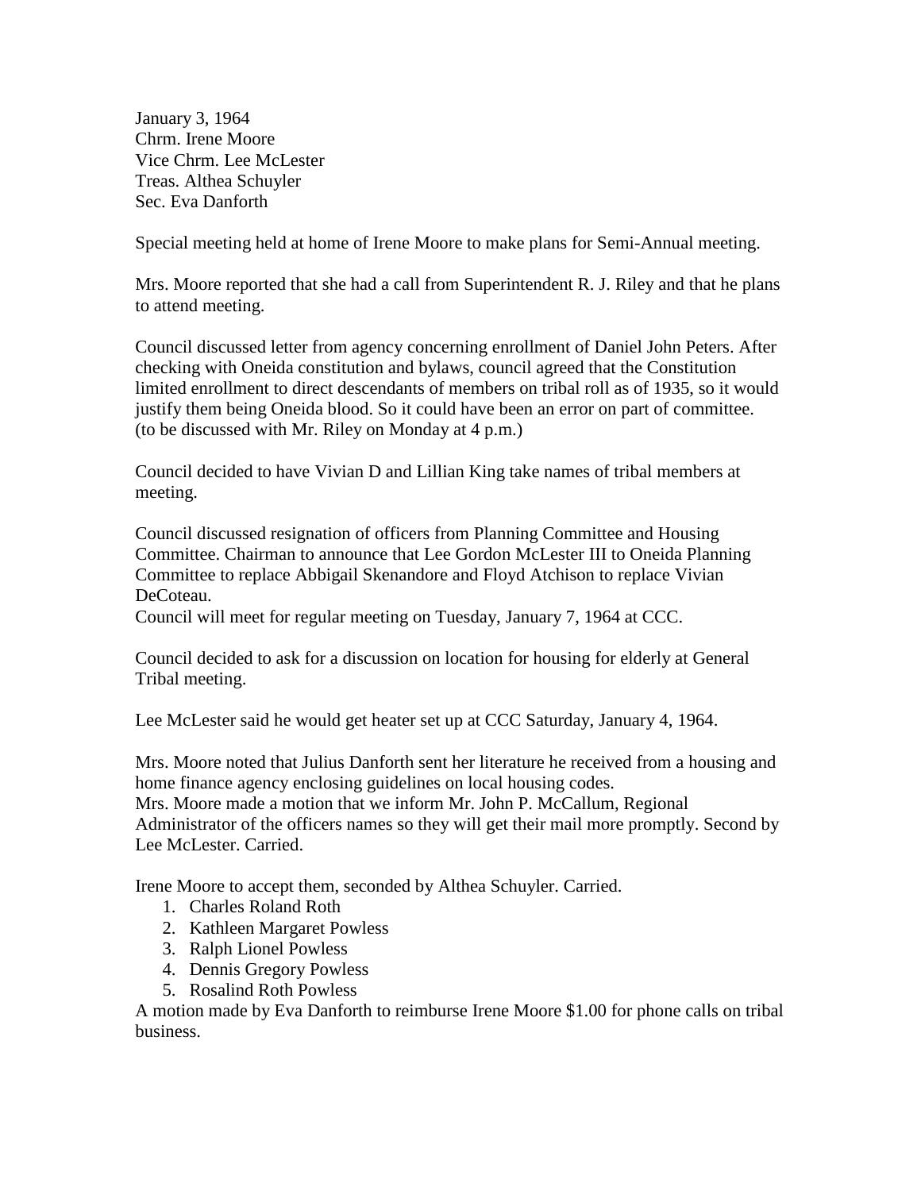January 3, 1964
Chrm. Irene Moore
Vice Chrm. Lee McLester
Treas. Althea Schuyler
Sec. Eva Danforth

Special meeting held at home of Irene Moore to make plans for Semi-Annual meeting.

Mrs. Moore reported that she had a call from Superintendent R. J. Riley and that he plans to attend meeting.

Council discussed letter from agency concerning enrollment of Daniel John Peters. After checking with Oneida constitution and bylaws, council agreed that the Constitution limited enrollment to direct descendants of members on tribal roll as of 1935, so it would justify them being Oneida blood. So it could have been an error on part of committee. (to be discussed with Mr. Riley on Monday at 4 p.m.)

Council decided to have Vivian D and Lillian King take names of tribal members at meeting.

Council discussed resignation of officers from Planning Committee and Housing Committee. Chairman to announce that Lee Gordon McLester III to Oneida Planning Committee to replace Abbigail Skenandore and Floyd Atchison to replace Vivian DeCoteau.
Council will meet for regular meeting on Tuesday, January 7, 1964 at CCC.

Council decided to ask for a discussion on location for housing for elderly at General Tribal meeting.

Lee McLester said he would get heater set up at CCC Saturday, January 4, 1964.

Mrs. Moore noted that Julius Danforth sent her literature he received from a housing and home finance agency enclosing guidelines on local housing codes.
Mrs. Moore made a motion that we inform Mr. John P. McCallum, Regional Administrator of the officers names so they will get their mail more promptly. Second by Lee McLester. Carried.

Irene Moore to accept them, seconded by Althea Schuyler. Carried.

1. Charles Roland Roth
2. Kathleen Margaret Powless
3. Ralph Lionel Powless
4. Dennis Gregory Powless
5. Rosalind Roth Powless

A motion made by Eva Danforth to reimburse Irene Moore $1.00 for phone calls on tribal business.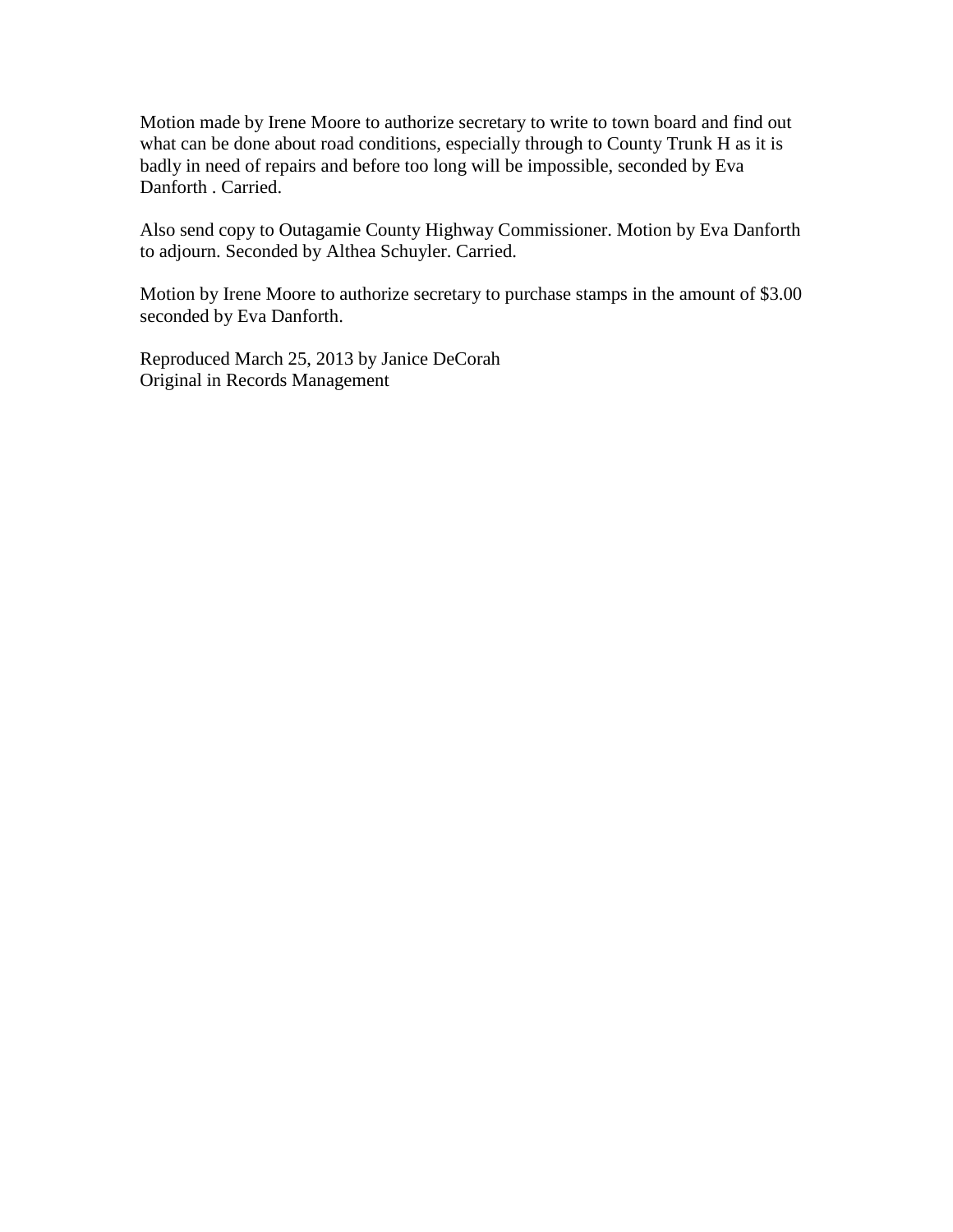Motion made by Irene Moore to authorize secretary to write to town board and find out what can be done about road conditions, especially through to County Trunk H as it is badly in need of repairs and before too long will be impossible, seconded by Eva Danforth . Carried.

Also send copy to Outagamie County Highway Commissioner. Motion by Eva Danforth to adjourn. Seconded by Althea Schuyler. Carried.

Motion by Irene Moore to authorize secretary to purchase stamps in the amount of $3.00 seconded by Eva Danforth.

Reproduced March 25, 2013 by Janice DeCorah  
Original in Records Management